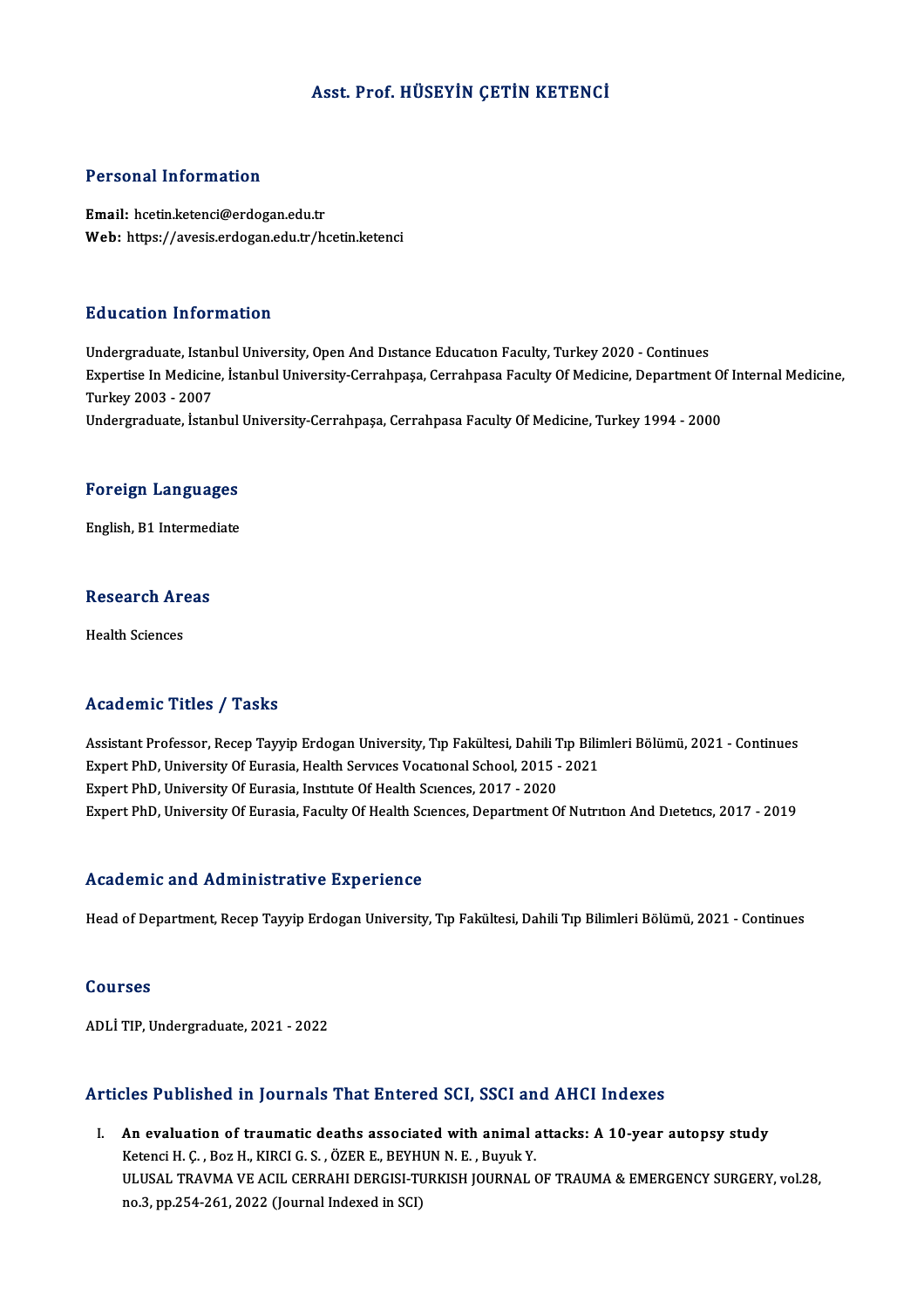# Asst. Prof. HÜSEYİN ÇETİN KETENCİ

## Personal Information

**Email:** hcetin.ketenci@erdogan.edu.tr
**Web:** https://avesis.erdogan.edu.tr/hcetin.ketenci

## Education Information

Undergraduate, Istanbul University, Open And Dıstance Educatıon Faculty, Turkey 2020 - Continues
Expertise In Medicine, İstanbul University-Cerrahpaşa, Cerrahpasa Faculty Of Medicine, Department Of Internal Medicine, Turkey 2003 - 2007
Undergraduate, İstanbul University-Cerrahpaşa, Cerrahpasa Faculty Of Medicine, Turkey 1994 - 2000

## Foreign Languages

English, B1 Intermediate

## Research Areas

Health Sciences

## Academic Titles / Tasks

Assistant Professor, Recep Tayyip Erdogan University, Tıp Fakültesi, Dahili Tıp Bilimleri Bölümü, 2021 - Continues
Expert PhD, University Of Eurasia, Health Servıces Vocatıonal School, 2015 - 2021
Expert PhD, University Of Eurasia, Instıtute Of Health Scıences, 2017 - 2020
Expert PhD, University Of Eurasia, Faculty Of Health Scıences, Department Of Nutrıtıon And Dıetetıcs, 2017 - 2019

## Academic and Administrative Experience

Head of Department, Recep Tayyip Erdogan University, Tıp Fakültesi, Dahili Tıp Bilimleri Bölümü, 2021 - Continues

## Courses

ADLİ TIP, Undergraduate, 2021 - 2022

## Articles Published in Journals That Entered SCI, SSCI and AHCI Indexes

I. **An evaluation of traumatic deaths associated with animal attacks: A 10-year autopsy study**
Ketenci H. Ç. , Boz H., KIRCI G. S. , ÖZER E., BEYHUN N. E. , Buyuk Y.
ULUSAL TRAVMA VE ACIL CERRAHI DERGISI-TURKISH JOURNAL OF TRAUMA & EMERGENCY SURGERY, vol.28, no.3, pp.254-261, 2022 (Journal Indexed in SCI)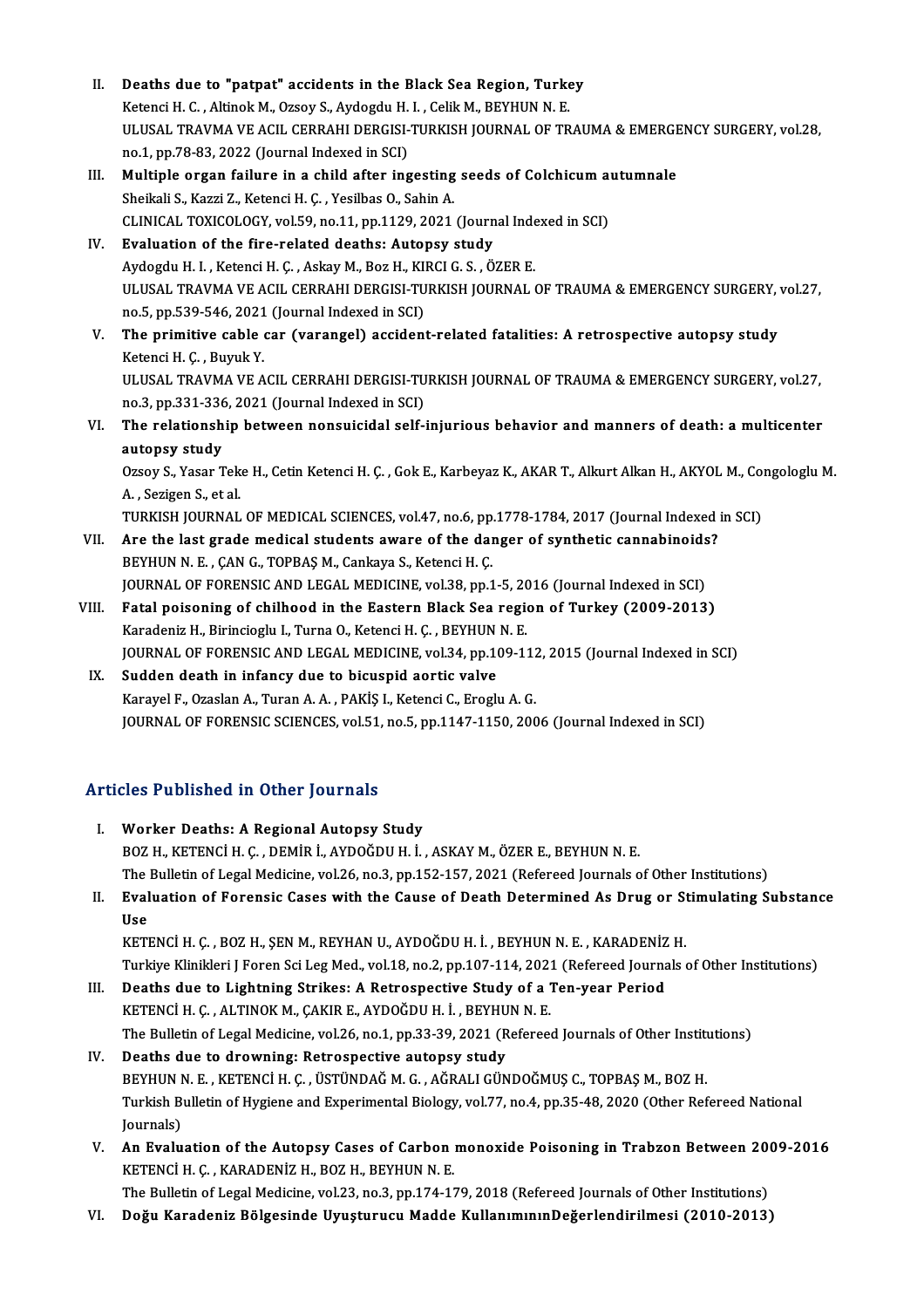II. **Deaths due to "patpat" accidents in the Black Sea Region, Turkey**
Ketenci H. C. , Altinok M., Ozsoy S., Aydogdu H. I. , Celik M., BEYHUN N. E.
ULUSAL TRAVMA VE ACIL CERRAHI DERGISI-TURKISH JOURNAL OF TRAUMA & EMERGENCY SURGERY, vol.28, no.1, pp.78-83, 2022 (Journal Indexed in SCI)

III. **Multiple organ failure in a child after ingesting seeds of Colchicum autumnale**
Sheikali S., Kazzi Z., Ketenci H. Ç. , Yesilbas O., Sahin A.
CLINICAL TOXICOLOGY, vol.59, no.11, pp.1129, 2021 (Journal Indexed in SCI)

IV. **Evaluation of the fire-related deaths: Autopsy study**
Aydogdu H. I. , Ketenci H. Ç. , Askay M., Boz H., KIRCI G. S. , ÖZER E.
ULUSAL TRAVMA VE ACIL CERRAHI DERGISI-TURKISH JOURNAL OF TRAUMA & EMERGENCY SURGERY, vol.27, no.5, pp.539-546, 2021 (Journal Indexed in SCI)

V. **The primitive cable car (varangel) accident-related fatalities: A retrospective autopsy study**
Ketenci H. Ç. , Buyuk Y.
ULUSAL TRAVMA VE ACIL CERRAHI DERGISI-TURKISH JOURNAL OF TRAUMA & EMERGENCY SURGERY, vol.27, no.3, pp.331-336, 2021 (Journal Indexed in SCI)

VI. **The relationship between nonsuicidal self-injurious behavior and manners of death: a multicenter autopsy study**
Ozsoy S., Yasar Teke H., Cetin Ketenci H. Ç. , Gok E., Karbeyaz K., AKAR T., Alkurt Alkan H., AKYOL M., Congologlu M. A. , Sezigen S., et al.
TURKISH JOURNAL OF MEDICAL SCIENCES, vol.47, no.6, pp.1778-1784, 2017 (Journal Indexed in SCI)

VII. **Are the last grade medical students aware of the danger of synthetic cannabinoids?**
BEYHUN N. E. , ÇAN G., TOPBAŞ M., Cankaya S., Ketenci H. Ç.
JOURNAL OF FORENSIC AND LEGAL MEDICINE, vol.38, pp.1-5, 2016 (Journal Indexed in SCI)

VIII. **Fatal poisoning of chilhood in the Eastern Black Sea region of Turkey (2009-2013)**
Karadeniz H., Birincioglu I., Turna O., Ketenci H. Ç. , BEYHUN N. E.
JOURNAL OF FORENSIC AND LEGAL MEDICINE, vol.34, pp.109-112, 2015 (Journal Indexed in SCI)

IX. **Sudden death in infancy due to bicuspid aortic valve**
Karayel F., Ozaslan A., Turan A. A. , PAKİŞ I., Ketenci C., Eroglu A. G.
JOURNAL OF FORENSIC SCIENCES, vol.51, no.5, pp.1147-1150, 2006 (Journal Indexed in SCI)

## Articles Published in Other Journals

I. **Worker Deaths: A Regional Autopsy Study**
BOZ H., KETENCİ H. Ç. , DEMİR İ., AYDOĞDU H. İ. , ASKAY M., ÖZER E., BEYHUN N. E.
The Bulletin of Legal Medicine, vol.26, no.3, pp.152-157, 2021 (Refereed Journals of Other Institutions)

II. **Evaluation of Forensic Cases with the Cause of Death Determined As Drug or Stimulating Substance Use**
KETENCİ H. Ç. , BOZ H., ŞEN M., REYHAN U., AYDOĞDU H. İ. , BEYHUN N. E. , KARADENİZ H.
Turkiye Klinikleri J Foren Sci Leg Med., vol.18, no.2, pp.107-114, 2021 (Refereed Journals of Other Institutions)

III. **Deaths due to Lightning Strikes: A Retrospective Study of a Ten-year Period**
KETENCİ H. Ç. , ALTINOK M., ÇAKIR E., AYDOĞDU H. İ. , BEYHUN N. E.
The Bulletin of Legal Medicine, vol.26, no.1, pp.33-39, 2021 (Refereed Journals of Other Institutions)

IV. **Deaths due to drowning: Retrospective autopsy study**
BEYHUN N. E. , KETENCİ H. Ç. , ÜSTÜNDAĞ M. G. , AĞRALI GÜNDOĞMUŞ C., TOPBAŞ M., BOZ H.
Turkish Bulletin of Hygiene and Experimental Biology, vol.77, no.4, pp.35-48, 2020 (Other Refereed National Journals)

V. **An Evaluation of the Autopsy Cases of Carbon monoxide Poisoning in Trabzon Between 2009-2016**
KETENCİ H. Ç. , KARADENİZ H., BOZ H., BEYHUN N. E.
The Bulletin of Legal Medicine, vol.23, no.3, pp.174-179, 2018 (Refereed Journals of Other Institutions)

VI. **Doğu Karadeniz Bölgesinde Uyuşturucu Madde KullanımınınDeğerlendirilmesi (2010-2013)**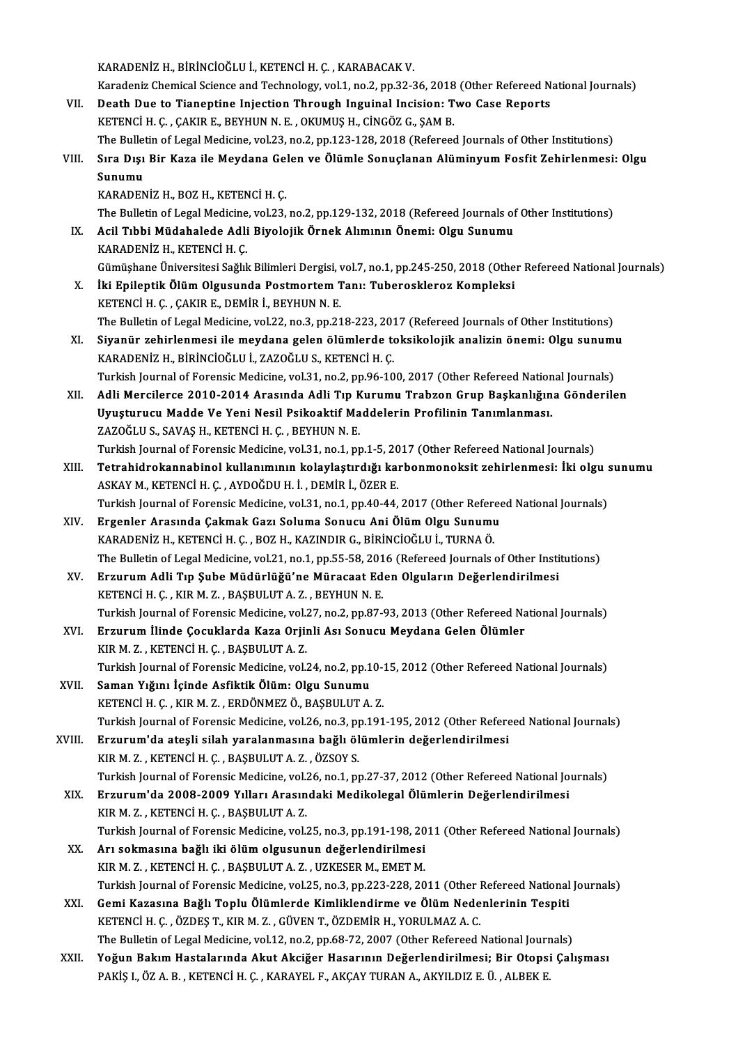KARADENİZ H., BİRİNCİOĞLU İ., KETENCİ H. Ç. , KARABACAK V.
Karadeniz Chemical Science and Technology, vol.1, no.2, pp.32-36, 2018 (Other Refereed National Journals)

VII. **Death Due to Tianeptine Injection Through Inguinal Incision: Two Case Reports**
KETENCİ H. Ç. , ÇAKIR E., BEYHUN N. E. , OKUMUŞ H., CİNGÖZ G., ŞAM B.
The Bulletin of Legal Medicine, vol.23, no.2, pp.123-128, 2018 (Refereed Journals of Other Institutions)

VIII. **Sıra Dışı Bir Kaza ile Meydana Gelen ve Ölümle Sonuçlanan Alüminyum Fosfit Zehirlenmesi: Olgu Sunumu**
KARADENİZ H., BOZ H., KETENCİ H. Ç.
The Bulletin of Legal Medicine, vol.23, no.2, pp.129-132, 2018 (Refereed Journals of Other Institutions)

IX. **Acil Tıbbi Müdahalede Adli Biyolojik Örnek Alımının Önemi: Olgu Sunumu**
KARADENİZ H., KETENCİ H. Ç.
Gümüşhane Üniversitesi Sağlık Bilimleri Dergisi, vol.7, no.1, pp.245-250, 2018 (Other Refereed National Journals)

X. **İki Epileptik Ölüm Olgusunda Postmortem Tanı: Tuberoskleroz Kompleksi**
KETENCİ H. Ç. , ÇAKIR E., DEMİR İ., BEYHUN N. E.
The Bulletin of Legal Medicine, vol.22, no.3, pp.218-223, 2017 (Refereed Journals of Other Institutions)

XI. **Siyanür zehirlenmesi ile meydana gelen ölümlerde toksikolojik analizin önemi: Olgu sunumu**
KARADENİZ H., BİRİNCİOĞLU İ., ZAZOĞLU S., KETENCİ H. Ç.
Turkish Journal of Forensic Medicine, vol.31, no.2, pp.96-100, 2017 (Other Refereed National Journals)

XII. **Adli Mercilerce 2010-2014 Arasında Adli Tıp Kurumu Trabzon Grup Başkanlığına Gönderilen Uyuşturucu Madde Ve Yeni Nesil Psikoaktif Maddelerin Profilinin Tanımlanması.**
ZAZOĞLU S., SAVAŞ H., KETENCİ H. Ç. , BEYHUN N. E.
Turkish Journal of Forensic Medicine, vol.31, no.1, pp.1-5, 2017 (Other Refereed National Journals)

XIII. **Tetrahidrokannabinol kullanımının kolaylaştırdığı karbonmonoksit zehirlenmesi: İki olgu sunumu**
ASKAY M., KETENCİ H. Ç. , AYDOĞDU H. İ. , DEMİR İ., ÖZER E.
Turkish Journal of Forensic Medicine, vol.31, no.1, pp.40-44, 2017 (Other Refereed National Journals)

XIV. **Ergenler Arasında Çakmak Gazı Soluma Sonucu Ani Ölüm Olgu Sunumu**
KARADENİZ H., KETENCİ H. Ç. , BOZ H., KAZINDIR G., BİRİNCİOĞLU İ., TURNA Ö.
The Bulletin of Legal Medicine, vol.21, no.1, pp.55-58, 2016 (Refereed Journals of Other Institutions)

XV. **Erzurum Adli Tıp Şube Müdürlüğü'ne Müracaat Eden Olguların Değerlendirilmesi**
KETENCİ H. Ç. , KIR M. Z. , BAŞBULUT A. Z. , BEYHUN N. E.
Turkish Journal of Forensic Medicine, vol.27, no.2, pp.87-93, 2013 (Other Refereed National Journals)

XVI. **Erzurum İlinde Çocuklarda Kaza Orjinli Ası Sonucu Meydana Gelen Ölümler**
KIR M. Z. , KETENCİ H. Ç. , BAŞBULUT A. Z.
Turkish Journal of Forensic Medicine, vol.24, no.2, pp.10-15, 2012 (Other Refereed National Journals)

XVII. **Saman Yığını İçinde Asfiktik Ölüm: Olgu Sunumu**
KETENCİ H. Ç. , KIR M. Z. , ERDÖNMEZ Ö., BAŞBULUT A. Z.
Turkish Journal of Forensic Medicine, vol.26, no.3, pp.191-195, 2012 (Other Refereed National Journals)

XVIII. **Erzurum'da ateşli silah yaralanmasına bağlı ölümlerin değerlendirilmesi**
KIR M. Z. , KETENCİ H. Ç. , BAŞBULUT A. Z. , ÖZSOY S.
Turkish Journal of Forensic Medicine, vol.26, no.1, pp.27-37, 2012 (Other Refereed National Journals)

XIX. **Erzurum'da 2008-2009 Yılları Arasındaki Medikolegal Ölümlerin Değerlendirilmesi**
KIR M. Z. , KETENCİ H. Ç. , BAŞBULUT A. Z.
Turkish Journal of Forensic Medicine, vol.25, no.3, pp.191-198, 2011 (Other Refereed National Journals)

XX. **Arı sokmasına bağlı iki ölüm olgusunun değerlendirilmesi**
KIR M. Z. , KETENCİ H. Ç. , BAŞBULUT A. Z. , UZKESER M., EMET M.
Turkish Journal of Forensic Medicine, vol.25, no.3, pp.223-228, 2011 (Other Refereed National Journals)

XXI. **Gemi Kazasına Bağlı Toplu Ölümlerde Kimliklendirme ve Ölüm Nedenlerinin Tespiti**
KETENCİ H. Ç. , ÖZDEŞ T., KIR M. Z. , GÜVEN T., ÖZDEMİR H., YORULMAZ A. C.
The Bulletin of Legal Medicine, vol.12, no.2, pp.68-72, 2007 (Other Refereed National Journals)

XXII. **Yoğun Bakım Hastalarında Akut Akciğer Hasarının Değerlendirilmesi; Bir Otopsi Çalışması**
PAKİŞ I., ÖZ A. B. , KETENCİ H. Ç. , KARAYEL F., AKÇAY TURAN A., AKYILDIZ E. Ü. , ALBEK E.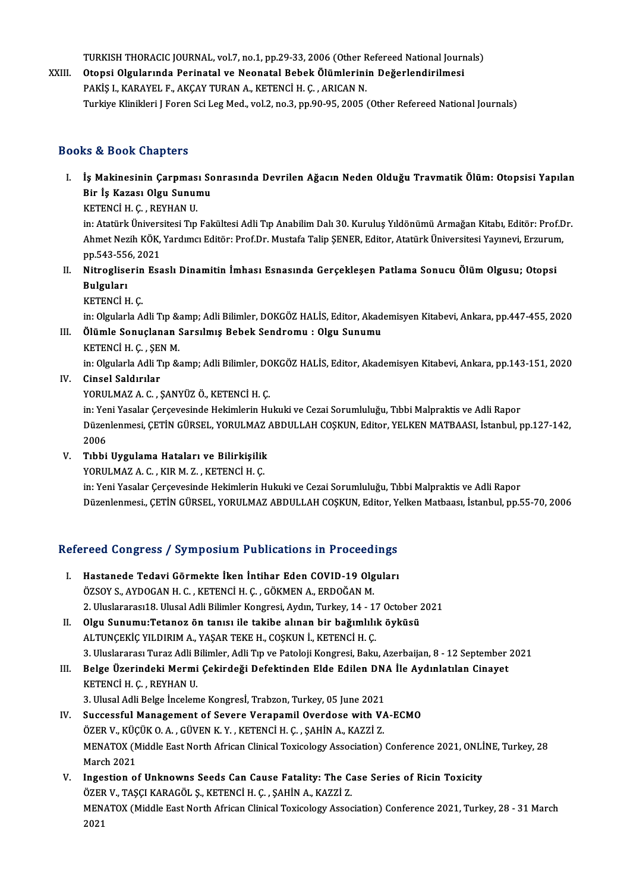TURKISH THORACIC JOURNAL, vol.7, no.1, pp.29-33, 2006 (Other Refereed National Journals)

XXIII. **Otopsi Olgularında Perinatal ve Neonatal Bebek Ölümlerinin Değerlendirilmesi**
PAKİŞ I., KARAYEL F., AKÇAY TURAN A., KETENCİ H. Ç. , ARICAN N.
Turkiye Klinikleri J Foren Sci Leg Med., vol.2, no.3, pp.90-95, 2005 (Other Refereed National Journals)

## Books & Book Chapters

I. **İş Makinesinin Çarpması Sonrasında Devrilen Ağacın Neden Olduğu Travmatik Ölüm: Otopsisi Yapılan Bir İş Kazası Olgu Sunumu**
KETENCİ H. Ç. , REYHAN U.
in: Atatürk Üniversitesi Tıp Fakültesi Adli Tıp Anabilim Dalı 30. Kuruluş Yıldönümü Armağan Kitabı, Editör: Prof.Dr. Ahmet Nezih KÖK, Yardımcı Editör: Prof.Dr. Mustafa Talip ŞENER, Editor, Atatürk Üniversitesi Yayınevi, Erzurum, pp.543-556, 2021

II. **Nitrogliserin Esaslı Dinamitin İmhası Esnasında Gerçekleşen Patlama Sonucu Ölüm Olgusu; Otopsi Bulguları**
KETENCİ H. Ç.
in: Olgularla Adli Tıp &amp; Adli Bilimler, DOKGÖZ HALİS, Editor, Akademisyen Kitabevi, Ankara, pp.447-455, 2020

III. **Ölümle Sonuçlanan Sarsılmış Bebek Sendromu : Olgu Sunumu**
KETENCİ H. Ç. , ŞEN M.
in: Olgularla Adli Tıp &amp; Adli Bilimler, DOKGÖZ HALİS, Editor, Akademisyen Kitabevi, Ankara, pp.143-151, 2020

IV. **Cinsel Saldırılar**
YORULMAZ A. C. , ŞANYÜZ Ö., KETENCİ H. Ç.
in: Yeni Yasalar Çerçevesinde Hekimlerin Hukuki ve Cezai Sorumluluğu, Tıbbi Malpraktis ve Adli Rapor Düzenlenmesi, ÇETİN GÜRSEL, YORULMAZ ABDULLAH COŞKUN, Editor, YELKEN MATBAASI, İstanbul, pp.127-142, 2006

V. **Tıbbi Uygulama Hataları ve Bilirkişilik**
YORULMAZ A. C. , KIR M. Z. , KETENCİ H. Ç.
in: Yeni Yasalar Çerçevesinde Hekimlerin Hukuki ve Cezai Sorumluluğu, Tıbbi Malpraktis ve Adli Rapor Düzenlenmesi., ÇETİN GÜRSEL, YORULMAZ ABDULLAH COŞKUN, Editor, Yelken Matbaası, İstanbul, pp.55-70, 2006

## Refereed Congress / Symposium Publications in Proceedings

I. **Hastanede Tedavi Görmekte İken İntihar Eden COVID-19 Olguları**
ÖZSOY S., AYDOGAN H. C. , KETENCİ H. Ç. , GÖKMEN A., ERDOĞAN M.
2. Uluslararası18. Ulusal Adli Bilimler Kongresi, Aydın, Turkey, 14 - 17 October 2021

II. **Olgu Sunumu:Tetanoz ön tanısı ile takibe alınan bir bağımlılık öyküsü**
ALTUNÇEKİÇ YILDIRIM A., YAŞAR TEKE H., COŞKUN İ., KETENCİ H. Ç.
3. Uluslararası Turaz Adli Bilimler, Adli Tıp ve Patoloji Kongresi, Baku, Azerbaijan, 8 - 12 September 2021

III. **Belge Üzerindeki Mermi Çekirdeği Defektinden Elde Edilen DNA İle Aydınlatılan Cinayet**
KETENCİ H. Ç. , REYHAN U.
3. Ulusal Adli Belge İnceleme Kongresİ, Trabzon, Turkey, 05 June 2021

IV. **Successful Management of Severe Verapamil Overdose with VA-ECMO**
ÖZER V., KÜÇÜK O. A. , GÜVEN K. Y. , KETENCİ H. Ç. , ŞAHİN A., KAZZİ Z.
MENATOX (Middle East North African Clinical Toxicology Association) Conference 2021, ONLİNE, Turkey, 28 March 2021

V. **Ingestion of Unknowns Seeds Can Cause Fatality: The Case Series of Ricin Toxicity**
ÖZER V., TAŞÇI KARAGÖL Ş., KETENCİ H. Ç. , ŞAHİN A., KAZZİ Z.
MENATOX (Middle East North African Clinical Toxicology Association) Conference 2021, Turkey, 28 - 31 March 2021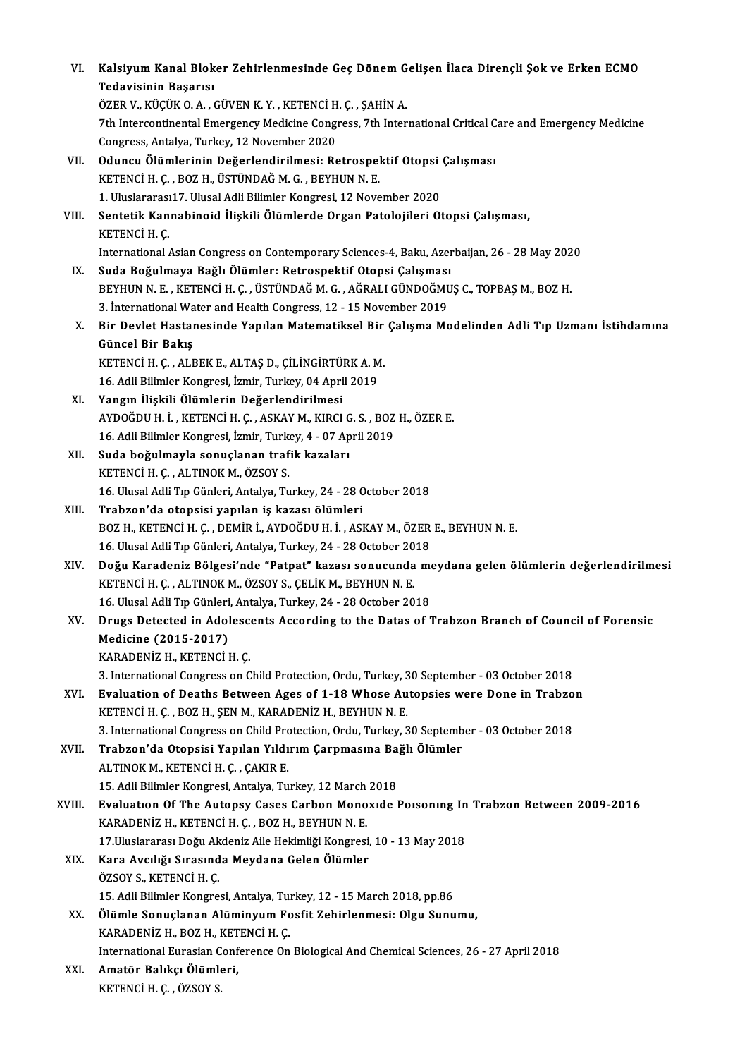VI. **Kalsiyum Kanal Bloker Zehirlenmesinde Geç Dönem Gelişen İlaca Dirençli Şok ve Erken ECMO Tedavisinin Başarısı**
ÖZER V., KÜÇÜK O. A. , GÜVEN K. Y. , KETENCİ H. Ç. , ŞAHİN A.
7th Intercontinental Emergency Medicine Congress, 7th International Critical Care and Emergency Medicine Congress, Antalya, Turkey, 12 November 2020

VII. **Oduncu Ölümlerinin Değerlendirilmesi: Retrospektif Otopsi Çalışması**
KETENCİ H. Ç. , BOZ H., ÜSTÜNDAĞ M. G. , BEYHUN N. E.
1. Uluslararası17. Ulusal Adli Bilimler Kongresi, 12 November 2020

VIII. **Sentetik Kannabinoid İlişkili Ölümlerde Organ Patolojileri Otopsi Çalışması,**
KETENCİ H. Ç.
International Asian Congress on Contemporary Sciences-4, Baku, Azerbaijan, 26 - 28 May 2020

IX. **Suda Boğulmaya Bağlı Ölümler: Retrospektif Otopsi Çalışması**
BEYHUN N. E. , KETENCİ H. Ç. , ÜSTÜNDAĞ M. G. , AĞRALI GÜNDOĞMUŞ C., TOPBAŞ M., BOZ H.
3. İnternational Water and Health Congress, 12 - 15 November 2019

X. **Bir Devlet Hastanesinde Yapılan Matematiksel Bir Çalışma Modelinden Adli Tıp Uzmanı İstihdamına Güncel Bir Bakış**
KETENCİ H. Ç. , ALBEK E., ALTAŞ D., ÇİLİNGİRTÜRK A. M.
16. Adli Bilimler Kongresi, İzmir, Turkey, 04 April 2019

XI. **Yangın İlişkili Ölümlerin Değerlendirilmesi**
AYDOĞDU H. İ. , KETENCİ H. Ç. , ASKAY M., KIRCI G. S. , BOZ H., ÖZER E.
16. Adli Bilimler Kongresi, İzmir, Turkey, 4 - 07 April 2019

XII. **Suda boğulmayla sonuçlanan trafik kazaları**
KETENCİ H. Ç. , ALTINOK M., ÖZSOY S.
16. Ulusal Adli Tıp Günleri, Antalya, Turkey, 24 - 28 October 2018

XIII. **Trabzon'da otopsisi yapılan iş kazası ölümleri**
BOZ H., KETENCİ H. Ç. , DEMİR İ., AYDOĞDU H. İ. , ASKAY M., ÖZER E., BEYHUN N. E.
16. Ulusal Adli Tıp Günleri, Antalya, Turkey, 24 - 28 October 2018

XIV. **Doğu Karadeniz Bölgesi'nde "Patpat" kazası sonucunda meydana gelen ölümlerin değerlendirilmesi**
KETENCİ H. Ç. , ALTINOK M., ÖZSOY S., ÇELİK M., BEYHUN N. E.
16. Ulusal Adli Tıp Günleri, Antalya, Turkey, 24 - 28 October 2018

XV. **Drugs Detected in Adolescents According to the Datas of Trabzon Branch of Council of Forensic Medicine (2015-2017)**
KARADENİZ H., KETENCİ H. Ç.
3. International Congress on Child Protection, Ordu, Turkey, 30 September - 03 October 2018

XVI. **Evaluation of Deaths Between Ages of 1-18 Whose Autopsies were Done in Trabzon**
KETENCİ H. Ç. , BOZ H., ŞEN M., KARADENİZ H., BEYHUN N. E.
3. International Congress on Child Protection, Ordu, Turkey, 30 September - 03 October 2018

XVII. **Trabzon'da Otopsisi Yapılan Yıldırım Çarpmasına Bağlı Ölümler**
ALTINOK M., KETENCİ H. Ç. , ÇAKIR E.
15. Adli Bilimler Kongresi, Antalya, Turkey, 12 March 2018

XVIII. **Evaluatıon Of The Autopsy Cases Carbon Monoxıde Poısonıng In Trabzon Between 2009-2016**
KARADENİZ H., KETENCİ H. Ç. , BOZ H., BEYHUN N. E.
17.Uluslararası Doğu Akdeniz Aile Hekimliği Kongresi, 10 - 13 May 2018

XIX. **Kara Avcılığı Sırasında Meydana Gelen Ölümler**
ÖZSOY S., KETENCİ H. Ç.
15. Adli Bilimler Kongresi, Antalya, Turkey, 12 - 15 March 2018, pp.86

XX. **Ölümle Sonuçlanan Alüminyum Fosfit Zehirlenmesi: Olgu Sunumu,**
KARADENİZ H., BOZ H., KETENCİ H. Ç.
International Eurasian Conference On Biological And Chemical Sciences, 26 - 27 April 2018

XXI. **Amatör Balıkçı Ölümleri,**
KETENCİ H. Ç. , ÖZSOY S.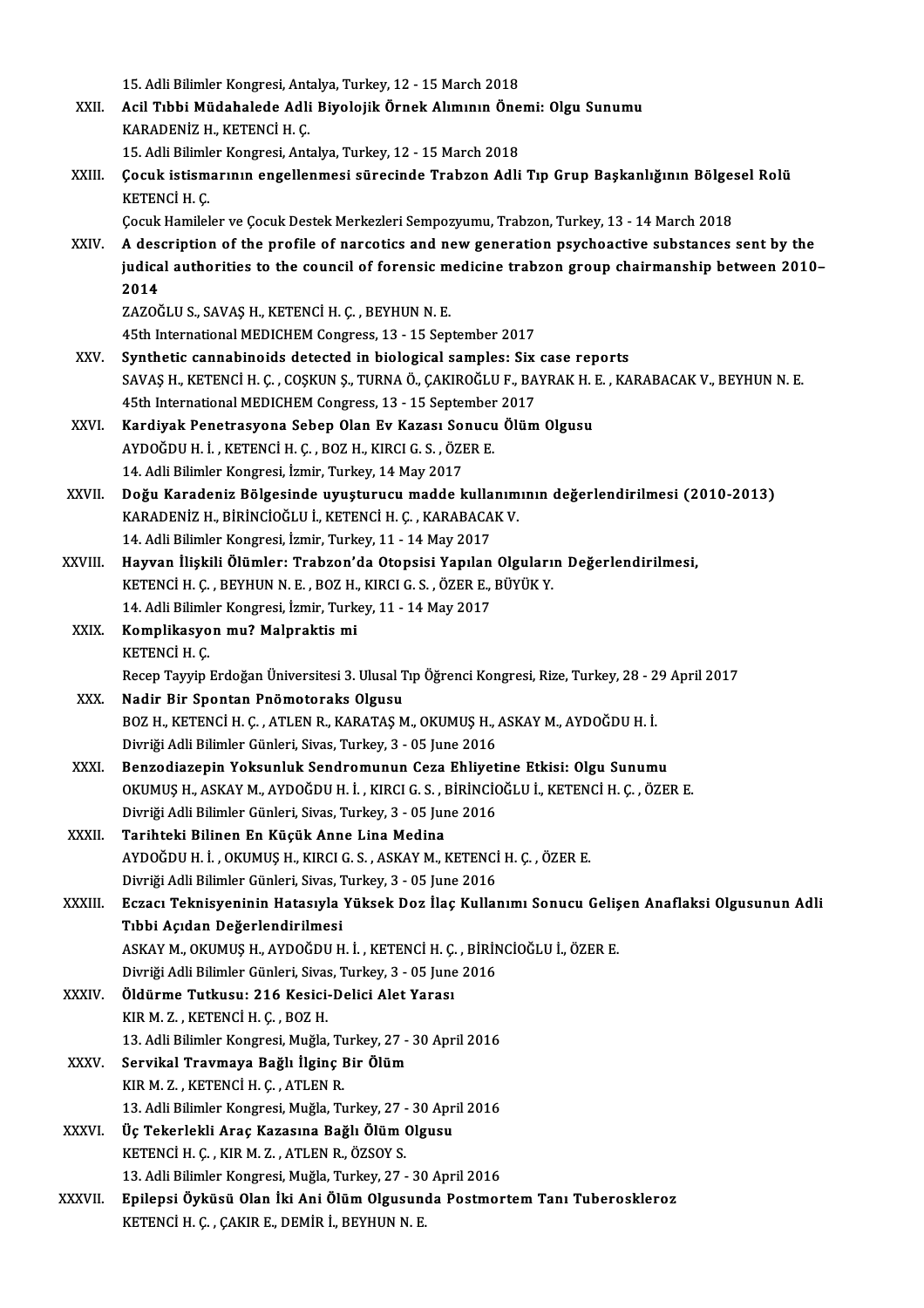15. Adli Bilimler Kongresi, Antalya, Turkey, 12 - 15 March 2018

XXII. **Acil Tıbbi Müdahalede Adli Biyolojik Örnek Alımının Önemi: Olgu Sunumu**
KARADENİZ H., KETENCİ H. Ç.
15. Adli Bilimler Kongresi, Antalya, Turkey, 12 - 15 March 2018

XXIII. **Çocuk istismarının engellenmesi sürecinde Trabzon Adli Tıp Grup Başkanlığının Bölgesel Rolü**
KETENCİ H. Ç.
Çocuk Hamileler ve Çocuk Destek Merkezleri Sempozyumu, Trabzon, Turkey, 13 - 14 March 2018

XXIV. **A description of the profile of narcotics and new generation psychoactive substances sent by the judical authorities to the council of forensic medicine trabzon group chairmanship between 2010–2014**
ZAZOĞLU S., SAVAŞ H., KETENCİ H. Ç. , BEYHUN N. E.
45th International MEDICHEM Congress, 13 - 15 September 2017

XXV. **Synthetic cannabinoids detected in biological samples: Six case reports**
SAVAŞ H., KETENCİ H. Ç. , COŞKUN Ş., TURNA Ö., ÇAKIROĞLU F., BAYRAK H. E. , KARABACAK V., BEYHUN N. E.
45th International MEDICHEM Congress, 13 - 15 September 2017

XXVI. **Kardiyak Penetrasyona Sebep Olan Ev Kazası Sonucu Ölüm Olgusu**
AYDOĞDU H. İ. , KETENCİ H. Ç. , BOZ H., KIRCI G. S. , ÖZER E.
14. Adli Bilimler Kongresi, İzmir, Turkey, 14 May 2017

XXVII. **Doğu Karadeniz Bölgesinde uyuşturucu madde kullanımının değerlendirilmesi (2010-2013)**
KARADENİZ H., BİRİNCİOĞLU İ., KETENCİ H. Ç. , KARABACAK V.
14. Adli Bilimler Kongresi, İzmir, Turkey, 11 - 14 May 2017

XXVIII. **Hayvan İlişkili Ölümler: Trabzon'da Otopsisi Yapılan Olguların Değerlendirilmesi,**
KETENCİ H. Ç. , BEYHUN N. E. , BOZ H., KIRCI G. S. , ÖZER E., BÜYÜK Y.
14. Adli Bilimler Kongresi, İzmir, Turkey, 11 - 14 May 2017

XXIX. **Komplikasyon mu? Malpraktis mi**
KETENCİ H. Ç.
Recep Tayyip Erdoğan Üniversitesi 3. Ulusal Tıp Öğrenci Kongresi, Rize, Turkey, 28 - 29 April 2017

XXX. **Nadir Bir Spontan Pnömotoraks Olgusu**
BOZ H., KETENCİ H. Ç. , ATLEN R., KARATAŞ M., OKUMUŞ H., ASKAY M., AYDOĞDU H. İ.
Divriği Adli Bilimler Günleri, Sivas, Turkey, 3 - 05 June 2016

XXXI. **Benzodiazepin Yoksunluk Sendromunun Ceza Ehliyetine Etkisi: Olgu Sunumu**
OKUMUŞ H., ASKAY M., AYDOĞDU H. İ. , KIRCI G. S. , BİRİNCİOĞLU İ., KETENCİ H. Ç. , ÖZER E.
Divriği Adli Bilimler Günleri, Sivas, Turkey, 3 - 05 June 2016

XXXII. **Tarihteki Bilinen En Küçük Anne Lina Medina**
AYDOĞDU H. İ. , OKUMUŞ H., KIRCI G. S. , ASKAY M., KETENCİ H. Ç. , ÖZER E.
Divriği Adli Bilimler Günleri, Sivas, Turkey, 3 - 05 June 2016

XXXIII. **Eczacı Teknisyeninin Hatasıyla Yüksek Doz İlaç Kullanımı Sonucu Gelişen Anaflaksi Olgusunun Adli Tıbbi Açıdan Değerlendirilmesi**
ASKAY M., OKUMUŞ H., AYDOĞDU H. İ. , KETENCİ H. Ç. , BİRİNCİOĞLU İ., ÖZER E.
Divriği Adli Bilimler Günleri, Sivas, Turkey, 3 - 05 June 2016

XXXIV. **Öldürme Tutkusu: 216 Kesici-Delici Alet Yarası**
KIR M. Z. , KETENCİ H. Ç. , BOZ H.
13. Adli Bilimler Kongresi, Muğla, Turkey, 27 - 30 April 2016

XXXV. **Servikal Travmaya Bağlı İlginç Bir Ölüm**
KIR M. Z. , KETENCİ H. Ç. , ATLEN R.
13. Adli Bilimler Kongresi, Muğla, Turkey, 27 - 30 April 2016

XXXVI. **Üç Tekerlekli Araç Kazasına Bağlı Ölüm Olgusu**
KETENCİ H. Ç. , KIR M. Z. , ATLEN R., ÖZSOY S.
13. Adli Bilimler Kongresi, Muğla, Turkey, 27 - 30 April 2016

XXXVII. **Epilepsi Öyküsü Olan İki Ani Ölüm Olgusunda Postmortem Tanı Tuberoskleroz**
KETENCİ H. Ç. , ÇAKIR E., DEMİR İ., BEYHUN N. E.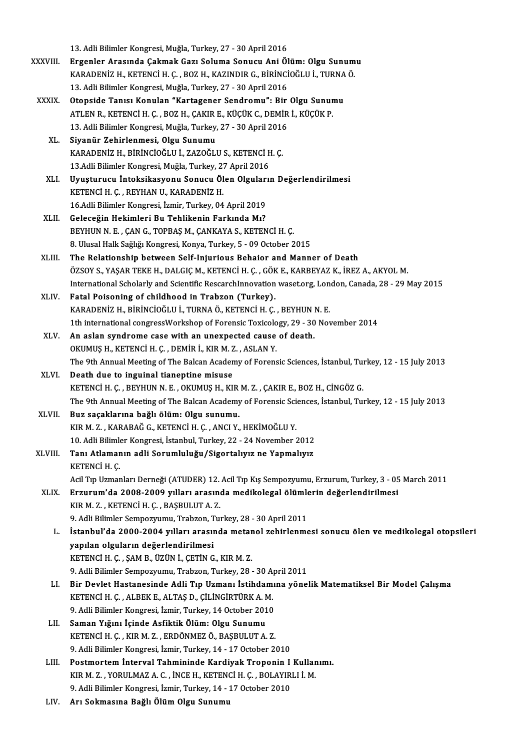13. Adli Bilimler Kongresi, Muğla, Turkey, 27 - 30 April 2016

XXXVIII. **Ergenler Arasında Çakmak Gazı Soluma Sonucu Ani Ölüm: Olgu Sunumu**
KARADENİZ H., KETENCİ H. Ç. , BOZ H., KAZINDIR G., BİRİNCİOĞLU İ., TURNA Ö.
13. Adli Bilimler Kongresi, Muğla, Turkey, 27 - 30 April 2016

XXXIX. **Otopside Tanısı Konulan "Kartagener Sendromu": Bir Olgu Sunumu**
ATLEN R., KETENCİ H. Ç. , BOZ H., ÇAKIR E., KÜÇÜK C., DEMİR İ., KÜÇÜK P.
13. Adli Bilimler Kongresi, Muğla, Turkey, 27 - 30 April 2016

XL. **Siyanür Zehirlenmesi, Olgu Sunumu**
KARADENİZ H., BİRİNCİOĞLU İ., ZAZOĞLU S., KETENCİ H. Ç.
13.Adli Bilimler Kongresi, Muğla, Turkey, 27 April 2016

XLI. **Uyuşturucu İntoksikasyonu Sonucu Ölen Olguların Değerlendirilmesi**
KETENCİ H. Ç. , REYHAN U., KARADENİZ H.
16.Adli Bilimler Kongresi, İzmir, Turkey, 04 April 2019

XLII. **Geleceğin Hekimleri Bu Tehlikenin Farkında Mı?**
BEYHUN N. E. , ÇAN G., TOPBAŞ M., ÇANKAYA S., KETENCİ H. Ç.
8. Ulusal Halk Sağlığı Kongresi, Konya, Turkey, 5 - 09 October 2015

XLIII. **The Relationship between Self-Injurious Behaior and Manner of Death**
ÖZSOY S., YAŞAR TEKE H., DALGIÇ M., KETENCİ H. Ç. , GÖK E., KARBEYAZ K., İREZ A., AKYOL M.
International Scholarly and Scientific ResearchInnovation waset.org, London, Canada, 28 - 29 May 2015

XLIV. **Fatal Poisoning of childhood in Trabzon (Turkey).**
KARADENİZ H., BİRİNCİOĞLU İ., TURNA Ö., KETENCİ H. Ç. , BEYHUN N. E.
1th international congressWorkshop of Forensic Toxicology, 29 - 30 November 2014

XLV. **An aslan syndrome case with an unexpected cause of death.**
OKUMUŞ H., KETENCİ H. Ç. , DEMİR İ., KIR M. Z. , ASLAN Y.
The 9th Annual Meeting of The Balcan Academy of Forensic Sciences, İstanbul, Turkey, 12 - 15 July 2013

XLVI. **Death due to inguinal tianeptine misuse**
KETENCİ H. Ç. , BEYHUN N. E. , OKUMUŞ H., KIR M. Z. , ÇAKIR E., BOZ H., CİNGÖZ G.
The 9th Annual Meeting of The Balcan Academy of Forensic Sciences, İstanbul, Turkey, 12 - 15 July 2013

XLVII. **Buz saçaklarına bağlı ölüm: Olgu sunumu.**
KIR M. Z. , KARABAĞ G., KETENCİ H. Ç. , ANCI Y., HEKİMOĞLU Y.
10. Adli Bilimler Kongresi, İstanbul, Turkey, 22 - 24 November 2012

XLVIII. **Tanı Atlamanın adli Sorumluluğu/Sigortalıyız ne Yapmalıyız**
KETENCİ H. Ç.
Acil Tıp Uzmanları Derneği (ATUDER) 12. Acil Tıp Kış Sempozyumu, Erzurum, Turkey, 3 - 05 March 2011

XLIX. **Erzurum'da 2008-2009 yılları arasında medikolegal ölümlerin değerlendirilmesi**
KIR M. Z. , KETENCİ H. Ç. , BAŞBULUT A. Z.
9. Adli Bilimler Sempozyumu, Trabzon, Turkey, 28 - 30 April 2011

L. **İstanbul'da 2000-2004 yılları arasında metanol zehirlenmesi sonucu ölen ve medikolegal otopsileri yapılan olguların değerlendirilmesi**
KETENCİ H. Ç. , ŞAM B., ÜZÜN İ., ÇETİN G., KIR M. Z.
9. Adli Bilimler Sempozyumu, Trabzon, Turkey, 28 - 30 April 2011

LI. **Bir Devlet Hastanesinde Adli Tıp Uzmanı İstihdamına yönelik Matematiksel Bir Model Çalışma**
KETENCİ H. Ç. , ALBEK E., ALTAŞ D., ÇİLİNGİRTÜRK A. M.
9. Adli Bilimler Kongresi, İzmir, Turkey, 14 October 2010

LII. **Saman Yığını İçinde Asfiktik Ölüm: Olgu Sunumu**
KETENCİ H. Ç. , KIR M. Z. , ERDÖNMEZ Ö., BAŞBULUT A. Z.
9. Adli Bilimler Kongresi, İzmir, Turkey, 14 - 17 October 2010

LIII. **Postmortem İnterval Tahmininde Kardiyak Troponin I Kullanımı.**
KIR M. Z. , YORULMAZ A. C. , İNCE H., KETENCİ H. Ç. , BOLAYIRLI İ. M.
9. Adli Bilimler Kongresi, İzmir, Turkey, 14 - 17 October 2010

LIV. **Arı Sokmasına Bağlı Ölüm Olgu Sunumu**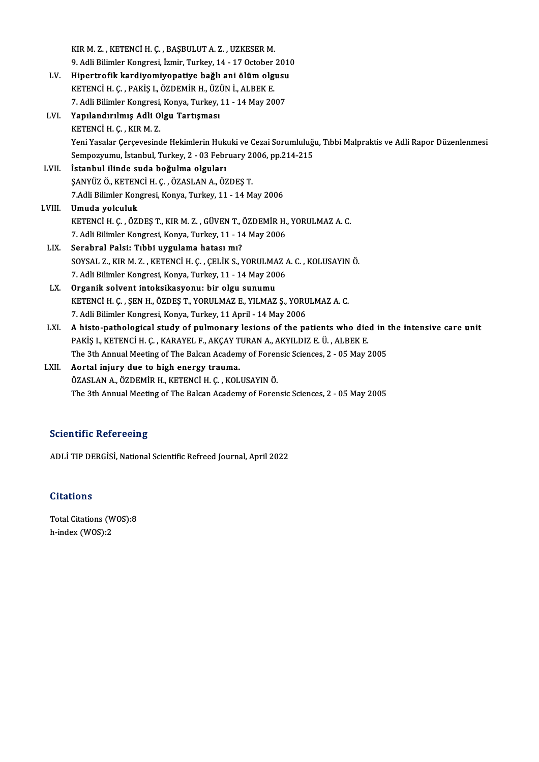KIR M. Z. , KETENCİ H. Ç. , BAŞBULUT A. Z. , UZKESER M.
9. Adli Bilimler Kongresi, İzmir, Turkey, 14 - 17 October 2010

LV. **Hipertrofik kardiyomiyopatiye bağlı ani ölüm olgusu**
KETENCİ H. Ç. , PAKİŞ I., ÖZDEMİR H., ÜZÜN İ., ALBEK E.
7. Adli Bilimler Kongresi, Konya, Turkey, 11 - 14 May 2007

LVI. **Yapılandırılmış Adli Olgu Tartışması**
KETENCİ H. Ç. , KIR M. Z.
Yeni Yasalar Çerçevesinde Hekimlerin Hukuki ve Cezai Sorumluluğu, Tıbbi Malpraktis ve Adli Rapor Düzenlenmesi Sempozyumu, İstanbul, Turkey, 2 - 03 February 2006, pp.214-215

LVII. **İstanbul ilinde suda boğulma olguları**
ŞANYÜZ Ö., KETENCİ H. Ç. , ÖZASLAN A., ÖZDEŞ T.
7.Adli Bilimler Kongresi, Konya, Turkey, 11 - 14 May 2006

LVIII. **Umuda yolculuk**
KETENCİ H. Ç. , ÖZDEŞ T., KIR M. Z. , GÜVEN T., ÖZDEMİR H., YORULMAZ A. C.
7. Adli Bilimler Kongresi, Konya, Turkey, 11 - 14 May 2006

LIX. **Serabral Palsi: Tıbbi uygulama hatası mı?**
SOYSAL Z., KIR M. Z. , KETENCİ H. Ç. , ÇELİK S., YORULMAZ A. C. , KOLUSAYIN Ö.
7. Adli Bilimler Kongresi, Konya, Turkey, 11 - 14 May 2006

LX. **Organik solvent intoksikasyonu: bir olgu sunumu**
KETENCİ H. Ç. , ŞEN H., ÖZDEŞ T., YORULMAZ E., YILMAZ Ş., YORULMAZ A. C.
7. Adli Bilimler Kongresi, Konya, Turkey, 11 April - 14 May 2006

LXI. **A histo-pathological study of pulmonary lesions of the patients who died in the intensive care unit**
PAKİŞ I., KETENCİ H. Ç. , KARAYEL F., AKÇAY TURAN A., AKYILDIZ E. Ü. , ALBEK E.
The 3th Annual Meeting of The Balcan Academy of Forensic Sciences, 2 - 05 May 2005

LXII. **Aortal injury due to high energy trauma.**
ÖZASLAN A., ÖZDEMİR H., KETENCİ H. Ç. , KOLUSAYIN Ö.
The 3th Annual Meeting of The Balcan Academy of Forensic Sciences, 2 - 05 May 2005

## Scientific Refereeing

ADLİ TIP DERGİSİ, National Scientific Refreed Journal, April 2022

## Citations

Total Citations (WOS):8
h-index (WOS):2